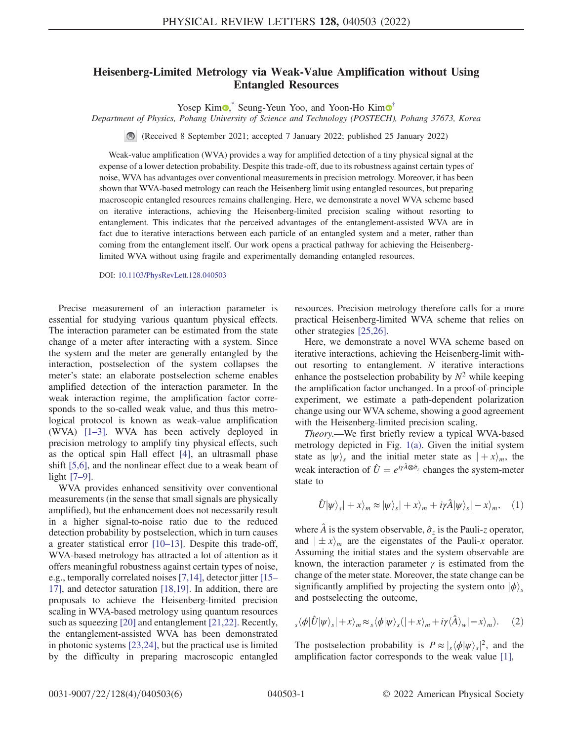# Heisenberg-Limited Metrology via Weak-Value Amplification without Using Entangled Resources

Yosep Kim,[*] Seung-Yeun Yoo, and Yoon-Ho Kim[†]

*Department of Physics, Pohang University of Science and Technology (POSTECH), Pohang 37673, Korea*

(Received 8 September 2021; accepted 7 January 2022; published 25 January 2022)

Weak-value amplification (WVA) provides a way for amplified detection of a tiny physical signal at the expense of a lower detection probability. Despite this trade-off, due to its robustness against certain types of noise, WVA has advantages over conventional measurements in precision metrology. Moreover, it has been shown that WVA-based metrology can reach the Heisenberg limit using entangled resources, but preparing macroscopic entangled resources remains challenging. Here, we demonstrate a novel WVA scheme based on iterative interactions, achieving the Heisenberg-limited precision scaling without resorting to entanglement. This indicates that the perceived advantages of the entanglement-assisted WVA are in fact due to iterative interactions between each particle of an entangled system and a meter, rather than coming from the entanglement itself. Our work opens a practical pathway for achieving the Heisenberg-limited WVA without using fragile and experimentally demanding entangled resources.

DOI: 10.1103/PhysRevLett.128.040503

Precise measurement of an interaction parameter is essential for studying various quantum physical effects. The interaction parameter can be estimated from the state change of a meter after interacting with a system. Since the system and the meter are generally entangled by the interaction, postselection of the system collapses the meter's state: an elaborate postselection scheme enables amplified detection of the interaction parameter. In the weak interaction regime, the amplification factor corresponds to the so-called weak value, and thus this metrological protocol is known as weak-value amplification (WVA) [1–3]. WVA has been actively deployed in precision metrology to amplify tiny physical effects, such as the optical spin Hall effect [4], an ultrasmall phase shift [5,6], and the nonlinear effect due to a weak beam of light [7–9].

WVA provides enhanced sensitivity over conventional measurements (in the sense that small signals are physically amplified), but the enhancement does not necessarily result in a higher signal-to-noise ratio due to the reduced detection probability by postselection, which in turn causes a greater statistical error [10–13]. Despite this trade-off, WVA-based metrology has attracted a lot of attention as it offers meaningful robustness against certain types of noise, e.g., temporally correlated noises [7,14], detector jitter [15–17], and detector saturation [18,19]. In addition, there are proposals to achieve the Heisenberg-limited precision scaling in WVA-based metrology using quantum resources such as squeezing [20] and entanglement [21,22]. Recently, the entanglement-assisted WVA has been demonstrated in photonic systems [23,24], but the practical use is limited by the difficulty in preparing macroscopic entangled resources. Precision metrology therefore calls for a more practical Heisenberg-limited WVA scheme that relies on other strategies [25,26].

Here, we demonstrate a novel WVA scheme based on iterative interactions, achieving the Heisenberg-limit without resorting to entanglement. $N$ iterative interactions enhance the postselection probability by $N^2$ while keeping the amplification factor unchanged. In a proof-of-principle experiment, we estimate a path-dependent polarization change using our WVA scheme, showing a good agreement with the Heisenberg-limited precision scaling.

*Theory.*—We first briefly review a typical WVA-based metrology depicted in Fig. 1(a). Given the initial system state as $|\psi\rangle_s$ and the initial meter state as $|+x\rangle_m$, the weak interaction of $\hat{U} = e^{i\gamma\hat{A}\otimes\hat{\sigma}_z}$ changes the system-meter state to

$$\hat{U}|\psi\rangle_s|+x\rangle_m \approx |\psi\rangle_s|+x\rangle_m + i\gamma\hat{A}|\psi\rangle_s|-x\rangle_m, \quad (1)$$

where $\hat{A}$ is the system observable, $\hat{\sigma}_z$ is the Pauli-$z$ operator, and $|\pm x\rangle_m$ are the eigenstates of the Pauli-$x$ operator. Assuming the initial states and the system observable are known, the interaction parameter $\gamma$ is estimated from the change of the meter state. Moreover, the state change can be significantly amplified by projecting the system onto $|\phi\rangle_s$ and postselecting the outcome,

$${}_s\langle\phi|\hat{U}|\psi\rangle_s|+x\rangle_m \approx {}_s\langle\phi|\psi\rangle_s(|+x\rangle_m + i\gamma\langle\hat{A}\rangle_w|-x\rangle_m). \quad (2)$$

The postselection probability is $P \approx |{}_s\langle\phi|\psi\rangle_s|^2$, and the amplification factor corresponds to the weak value [1],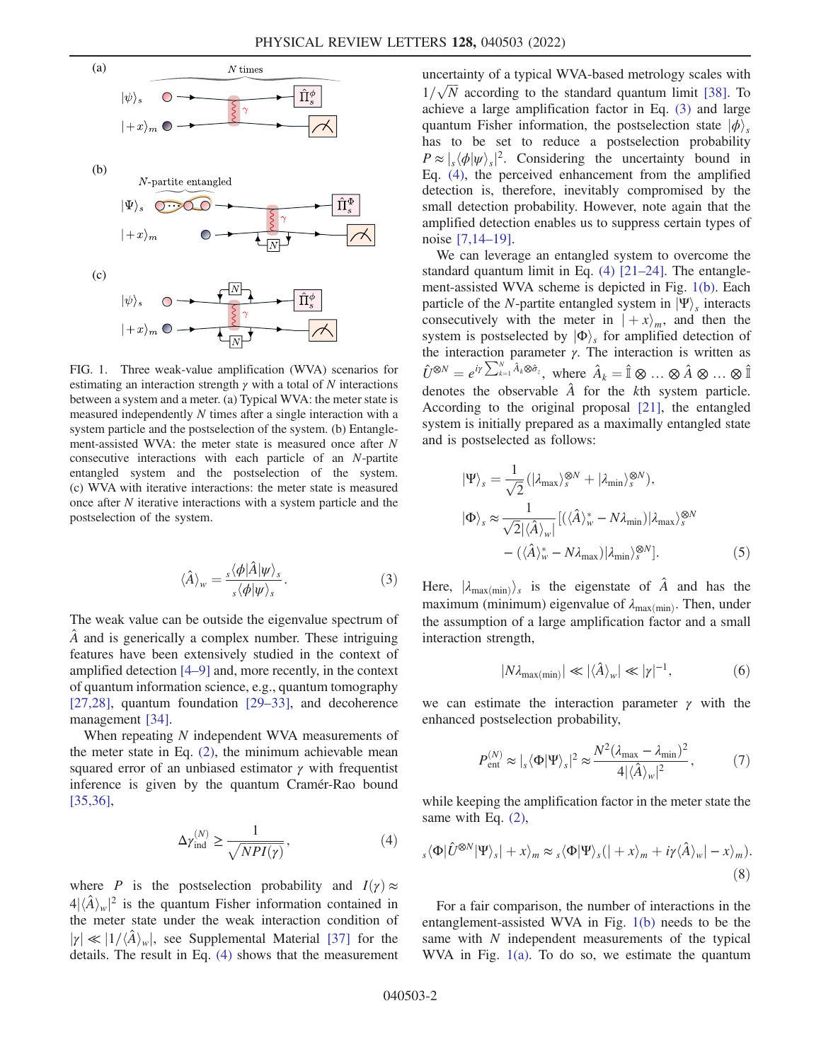FIG. 1. Three weak-value amplification (WVA) scenarios for estimating an interaction strength $\gamma$ with a total of $N$ interactions between a system and a meter. (a) Typical WVA: the meter state is measured independently $N$ times after a single interaction with a system particle and the postselection of the system. (b) Entanglement-assisted WVA: the meter state is measured once after $N$ consecutive interactions with each particle of an $N$-partite entangled system and the postselection of the system. (c) WVA with iterative interactions: the meter state is measured once after $N$ iterative interactions with a system particle and the postselection of the system.

$$\langle\hat{A}\rangle_w = \frac{{}_s\langle\phi|\hat{A}|\psi\rangle_s}{{}_s\langle\phi|\psi\rangle_s}. \tag{3}$$

The weak value can be outside the eigenvalue spectrum of $\hat{A}$ and is generically a complex number. These intriguing features have been extensively studied in the context of amplified detection [4–9] and, more recently, in the context of quantum information science, e.g., quantum tomography [27,28], quantum foundation [29–33], and decoherence management [34].

When repeating $N$ independent WVA measurements of the meter state in Eq. (2), the minimum achievable mean squared error of an unbiased estimator $\gamma$ with frequentist inference is given by the quantum Cramér-Rao bound [35,36],

$$\Delta\gamma_{\rm ind}^{(N)} \geq \frac{1}{\sqrt{NPI(\gamma)}}, \tag{4}$$

where $P$ is the postselection probability and $I(\gamma) \approx 4|\langle\hat{A}\rangle_w|^2$ is the quantum Fisher information contained in the meter state under the weak interaction condition of $|\gamma| \ll |1/\langle\hat{A}\rangle_w|$, see Supplemental Material [37] for the details. The result in Eq. (4) shows that the measurement uncertainty of a typical WVA-based metrology scales with $1/\sqrt{N}$ according to the standard quantum limit [38]. To achieve a large amplification factor in Eq. (3) and large quantum Fisher information, the postselection state $|\phi\rangle_s$ has to be set to reduce a postselection probability $P \approx |{}_s\langle\phi|\psi\rangle_s|^2$. Considering the uncertainty bound in Eq. (4), the perceived enhancement from the amplified detection is, therefore, inevitably compromised by the small detection probability. However, note again that the amplified detection enables us to suppress certain types of noise [7,14–19].

We can leverage an entangled system to overcome the standard quantum limit in Eq. (4) [21–24]. The entanglement-assisted WVA scheme is depicted in Fig. 1(b). Each particle of the $N$-partite entangled system in $|\Psi\rangle_s$ interacts consecutively with the meter in $|+x\rangle_m$, and then the system is postselected by $|\Phi\rangle_s$ for amplified detection of the interaction parameter $\gamma$. The interaction is written as $\hat{U}^{\otimes N} = e^{i\gamma\sum_{k=1}^{N}\hat{A}_k\otimes\hat{\sigma}_z}$, where $\hat{A}_k = \hat{\mathbb{I}}\otimes\ldots\otimes\hat{A}\otimes\ldots\otimes\hat{\mathbb{I}}$ denotes the observable $\hat{A}$ for the $k$th system particle. According to the original proposal [21], the entangled system is initially prepared as a maximally entangled state and is postselected as follows:

$$\begin{aligned}
|\Psi\rangle_s &= \frac{1}{\sqrt{2}}(|\lambda_{\max}\rangle_s^{\otimes N} + |\lambda_{\min}\rangle_s^{\otimes N}),\\
|\Phi\rangle_s &\approx \frac{1}{\sqrt{2}|\langle\hat{A}\rangle_w|}[(\langle\hat{A}\rangle_w^* - N\lambda_{\min})|\lambda_{\max}\rangle_s^{\otimes N}\\
&\quad - (\langle\hat{A}\rangle_w^* - N\lambda_{\max})|\lambda_{\min}\rangle_s^{\otimes N}].
\end{aligned} \tag{5}$$

Here, $|\lambda_{\max(\min)}\rangle_s$ is the eigenstate of $\hat{A}$ and has the maximum (minimum) eigenvalue of $\lambda_{\max(\min)}$. Then, under the assumption of a large amplification factor and a small interaction strength,

$$|N\lambda_{\max(\min)}| \ll |\langle\hat{A}\rangle_w| \ll |\gamma|^{-1}, \tag{6}$$

we can estimate the interaction parameter $\gamma$ with the enhanced postselection probability,

$$P_{\rm ent}^{(N)} \approx |{}_s\langle\Phi|\Psi\rangle_s|^2 \approx \frac{N^2(\lambda_{\max}-\lambda_{\min})^2}{4|\langle\hat{A}\rangle_w|^2}, \tag{7}$$

while keeping the amplification factor in the meter state the same with Eq. (2),

$${}_s\langle\Phi|\hat{U}^{\otimes N}|\Psi\rangle_s|+x\rangle_m \approx {}_s\langle\Phi|\Psi\rangle_s(|+x\rangle_m + i\gamma\langle\hat{A}\rangle_w|-x\rangle_m). \tag{8}$$

For a fair comparison, the number of interactions in the entanglement-assisted WVA in Fig. 1(b) needs to be the same with $N$ independent measurements of the typical WVA in Fig. 1(a). To do so, we estimate the quantum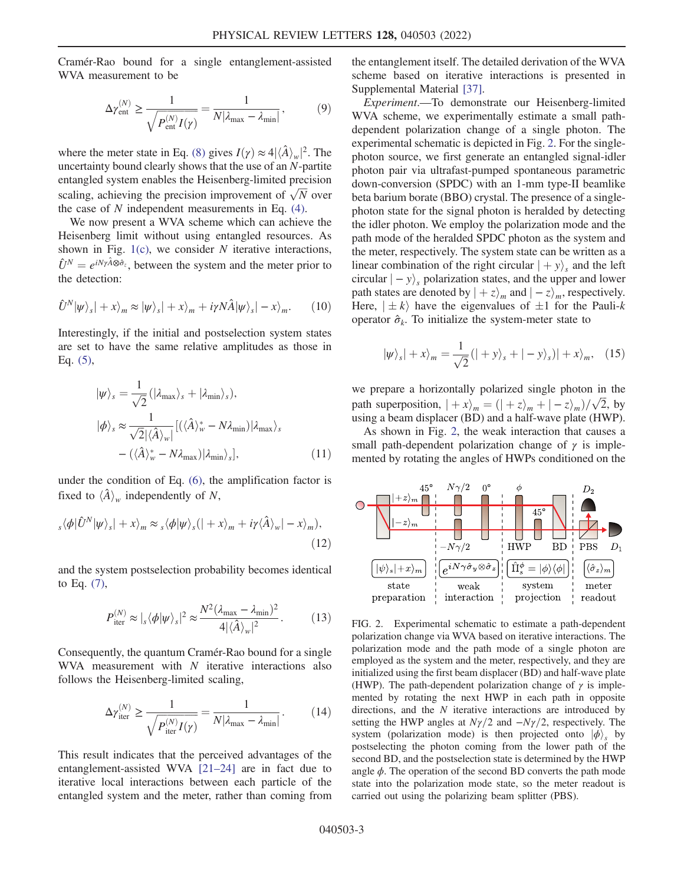Cramér-Rao bound for a single entanglement-assisted WVA measurement to be

$$\Delta\gamma_{\rm ent}^{(N)} \geq \frac{1}{\sqrt{P_{\rm ent}^{(N)} I(\gamma)}} = \frac{1}{N|\lambda_{\max} - \lambda_{\min}|}, \tag{9}$$

where the meter state in Eq. (8) gives $I(\gamma) \approx 4|\langle\hat{A}\rangle_w|^2$. The uncertainty bound clearly shows that the use of an $N$-partite entangled system enables the Heisenberg-limited precision scaling, achieving the precision improvement of $\sqrt{N}$ over the case of $N$ independent measurements in Eq. (4).

We now present a WVA scheme which can achieve the Heisenberg limit without using entangled resources. As shown in Fig. 1(c), we consider $N$ iterative interactions, $\hat{U}^N = e^{iN\gamma\hat{A}\otimes\hat{\sigma}_z}$, between the system and the meter prior to the detection:

$$\hat{U}^N|\psi\rangle_s|+x\rangle_m \approx |\psi\rangle_s|+x\rangle_m + i\gamma N\hat{A}|\psi\rangle_s|-x\rangle_m. \tag{10}$$

Interestingly, if the initial and postselection system states are set to have the same relative amplitudes as those in Eq. (5),

$$\begin{aligned}
|\psi\rangle_s &= \frac{1}{\sqrt{2}}(|\lambda_{\max}\rangle_s + |\lambda_{\min}\rangle_s),\\
|\phi\rangle_s &\approx \frac{1}{\sqrt{2}|\langle\hat{A}\rangle_w|}[(\langle\hat{A}\rangle_w^* - N\lambda_{\min})|\lambda_{\max}\rangle_s\\
&\quad - (\langle\hat{A}\rangle_w^* - N\lambda_{\max})|\lambda_{\min}\rangle_s],
\end{aligned} \tag{11}$$

under the condition of Eq. (6), the amplification factor is fixed to $\langle\hat{A}\rangle_w$ independently of $N$,

$${}_s\langle\phi|\hat{U}^N|\psi\rangle_s|+x\rangle_m \approx {}_s\langle\phi|\psi\rangle_s(|+x\rangle_m + i\gamma\langle\hat{A}\rangle_w|-x\rangle_m), \tag{12}$$

and the system postselection probability becomes identical to Eq. (7),

$$P_{\rm iter}^{(N)} \approx |{}_s\langle\phi|\psi\rangle_s|^2 \approx \frac{N^2(\lambda_{\max} - \lambda_{\min})^2}{4|\langle\hat{A}\rangle_w|^2}. \tag{13}$$

Consequently, the quantum Cramér-Rao bound for a single WVA measurement with $N$ iterative interactions also follows the Heisenberg-limited scaling,

$$\Delta\gamma_{\rm iter}^{(N)} \geq \frac{1}{\sqrt{P_{\rm iter}^{(N)} I(\gamma)}} = \frac{1}{N|\lambda_{\max} - \lambda_{\min}|}. \tag{14}$$

This result indicates that the perceived advantages of the entanglement-assisted WVA [21–24] are in fact due to iterative local interactions between each particle of the entangled system and the meter, rather than coming from the entanglement itself. The detailed derivation of the WVA scheme based on iterative interactions is presented in Supplemental Material [37].

*Experiment.*—To demonstrate our Heisenberg-limited WVA scheme, we experimentally estimate a small path-dependent polarization change of a single photon. The experimental schematic is depicted in Fig. 2. For the single-photon source, we first generate an entangled signal-idler photon pair via ultrafast-pumped spontaneous parametric down-conversion (SPDC) with an 1-mm type-II beamlike beta barium borate (BBO) crystal. The presence of a single-photon state for the signal photon is heralded by detecting the idler photon. We employ the polarization mode and the path mode of the heralded SPDC photon as the system and the meter, respectively. The system state can be written as a linear combination of the right circular $|+y\rangle_s$ and the left circular $|-y\rangle_s$ polarization states, and the upper and lower path states are denoted by $|+z\rangle_m$ and $|-z\rangle_m$, respectively. Here, $|\pm k\rangle$ have the eigenvalues of $\pm 1$ for the Pauli-$k$ operator $\hat{\sigma}_k$. To initialize the system-meter state to

$$|\psi\rangle_s|+x\rangle_m = \frac{1}{\sqrt{2}}(|+y\rangle_s + |-y\rangle_s)|+x\rangle_m, \tag{15}$$

we prepare a horizontally polarized single photon in the path superposition, $|+x\rangle_m = (|+z\rangle_m + |-z\rangle_m)/\sqrt{2}$, by using a beam displacer (BD) and a half-wave plate (HWP).

As shown in Fig. 2, the weak interaction that causes a small path-dependent polarization change of $\gamma$ is implemented by rotating the angles of HWPs conditioned on the

FIG. 2. Experimental schematic to estimate a path-dependent polarization change via WVA based on iterative interactions. The polarization mode and the path mode of a single photon are employed as the system and the meter, respectively, and they are initialized using the first beam displacer (BD) and half-wave plate (HWP). The path-dependent polarization change of $\gamma$ is implemented by rotating the next HWP in each path in opposite directions, and the $N$ iterative interactions are introduced by setting the HWP angles at $N\gamma/2$ and $-N\gamma/2$, respectively. The system (polarization mode) is then projected onto $|\phi\rangle_s$ by postselecting the photon coming from the lower path of the second BD, and the postselection state is determined by the HWP angle $\phi$. The operation of the second BD converts the path mode state into the polarization mode state, so the meter readout is carried out using the polarizing beam splitter (PBS).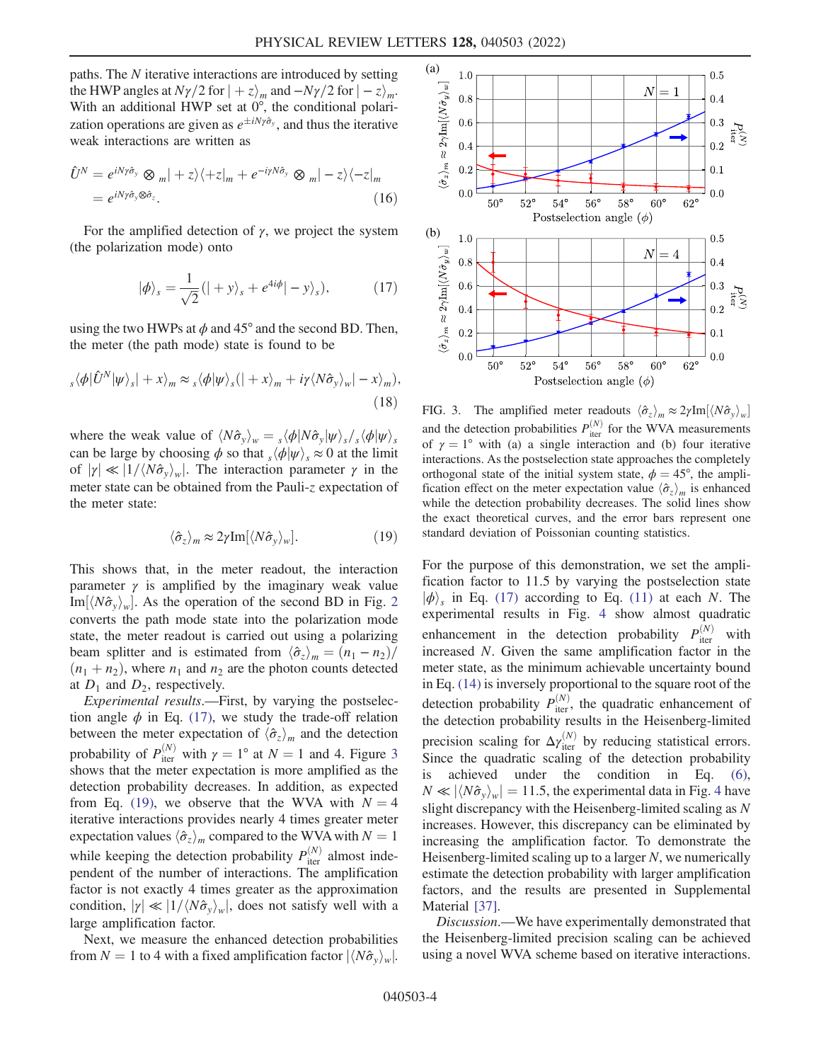paths. The $N$ iterative interactions are introduced by setting the HWP angles at $N\gamma/2$ for $|+z\rangle_m$ and $-N\gamma/2$ for $|-z\rangle_m$. With an additional HWP set at 0°, the conditional polarization operations are given as $e^{\pm iN\gamma\hat{\sigma}_y}$, and thus the iterative weak interactions are written as

$$\hat{U}^N = e^{iN\gamma\hat{\sigma}_y} \otimes {}_m|+z\rangle\langle+z|_m + e^{-i\gamma N\hat{\sigma}_y} \otimes {}_m|-z\rangle\langle-z|_m = e^{iN\gamma\hat{\sigma}_y\otimes\hat{\sigma}_z}. \tag{16}$$

For the amplified detection of $\gamma$, we project the system (the polarization mode) onto

$$|\phi\rangle_s = \frac{1}{\sqrt{2}}(|+y\rangle_s + e^{4i\phi}|-y\rangle_s), \tag{17}$$

using the two HWPs at $\phi$ and 45° and the second BD. Then, the meter (the path mode) state is found to be

$${}_s\langle\phi|\hat{U}^N|\psi\rangle_s|+x\rangle_m \approx {}_s\langle\phi|\psi\rangle_s(|+x\rangle_m + i\gamma\langle N\hat{\sigma}_y\rangle_w|-x\rangle_m), \tag{18}$$

where the weak value of $\langle N\hat{\sigma}_y\rangle_w = {}_s\langle\phi|N\hat{\sigma}_y|\psi\rangle_s/{}_s\langle\phi|\psi\rangle_s$ can be large by choosing $\phi$ so that ${}_s\langle\phi|\psi\rangle_s \approx 0$ at the limit of $|\gamma| \ll |1/\langle N\hat{\sigma}_y\rangle_w|$. The interaction parameter $\gamma$ in the meter state can be obtained from the Pauli-$z$ expectation of the meter state:

$$\langle\hat{\sigma}_z\rangle_m \approx 2\gamma \mathrm{Im}[\langle N\hat{\sigma}_y\rangle_w]. \tag{19}$$

This shows that, in the meter readout, the interaction parameter $\gamma$ is amplified by the imaginary weak value $\mathrm{Im}[\langle N\hat{\sigma}_y\rangle_w]$. As the operation of the second BD in Fig. 2 converts the path mode state into the polarization mode state, the meter readout is carried out using a polarizing beam splitter and is estimated from $\langle\hat{\sigma}_z\rangle_m = (n_1 - n_2)/(n_1 + n_2)$, where $n_1$ and $n_2$ are the photon counts detected at $D_1$ and $D_2$, respectively.

*Experimental results.*—First, by varying the postselection angle $\phi$ in Eq. (17), we study the trade-off relation between the meter expectation of $\langle\hat{\sigma}_z\rangle_m$ and the detection probability of $P_{\mathrm{iter}}^{(N)}$ with $\gamma = 1°$ at $N = 1$ and 4. Figure 3 shows that the meter expectation is more amplified as the detection probability decreases. In addition, as expected from Eq. (19), we observe that the WVA with $N = 4$ iterative interactions provides nearly 4 times greater meter expectation values $\langle\hat{\sigma}_z\rangle_m$ compared to the WVA with $N = 1$ while keeping the detection probability $P_{\mathrm{iter}}^{(N)}$ almost independent of the number of interactions. The amplification factor is not exactly 4 times greater as the approximation condition, $|\gamma| \ll |1/\langle N\hat{\sigma}_y\rangle_w|$, does not satisfy well with a large amplification factor.

Next, we measure the enhanced detection probabilities from $N = 1$ to 4 with a fixed amplification factor $|\langle N\hat{\sigma}_y\rangle_w|$.

FIG. 3. The amplified meter readouts $\langle\hat{\sigma}_z\rangle_m \approx 2\gamma\mathrm{Im}[\langle N\hat{\sigma}_y\rangle_w]$ and the detection probabilities $P_{\mathrm{iter}}^{(N)}$ for the WVA measurements of $\gamma = 1°$ with (a) a single interaction and (b) four iterative interactions. As the postselection state approaches the completely orthogonal state of the initial system state, $\phi = 45°$, the amplification effect on the meter expectation value $\langle\hat{\sigma}_z\rangle_m$ is enhanced while the detection probability decreases. The solid lines show the exact theoretical curves, and the error bars represent one standard deviation of Poissonian counting statistics.

For the purpose of this demonstration, we set the amplification factor to 11.5 by varying the postselection state $|\phi\rangle_s$ in Eq. (17) according to Eq. (11) at each $N$. The experimental results in Fig. 4 show almost quadratic enhancement in the detection probability $P_{\mathrm{iter}}^{(N)}$ with increased $N$. Given the same amplification factor in the meter state, as the minimum achievable uncertainty bound in Eq. (14) is inversely proportional to the square root of the detection probability $P_{\mathrm{iter}}^{(N)}$, the quadratic enhancement of the detection probability results in the Heisenberg-limited precision scaling for $\Delta\gamma_{\mathrm{iter}}^{(N)}$ by reducing statistical errors. Since the quadratic scaling of the detection probability is achieved under the condition in Eq. (6), $N \ll |\langle N\hat{\sigma}_y\rangle_w| = 11.5$, the experimental data in Fig. 4 have slight discrepancy with the Heisenberg-limited scaling as $N$ increases. However, this discrepancy can be eliminated by increasing the amplification factor. To demonstrate the Heisenberg-limited scaling up to a larger $N$, we numerically estimate the detection probability with larger amplification factors, and the results are presented in Supplemental Material [37].

*Discussion.*—We have experimentally demonstrated that the Heisenberg-limited precision scaling can be achieved using a novel WVA scheme based on iterative interactions.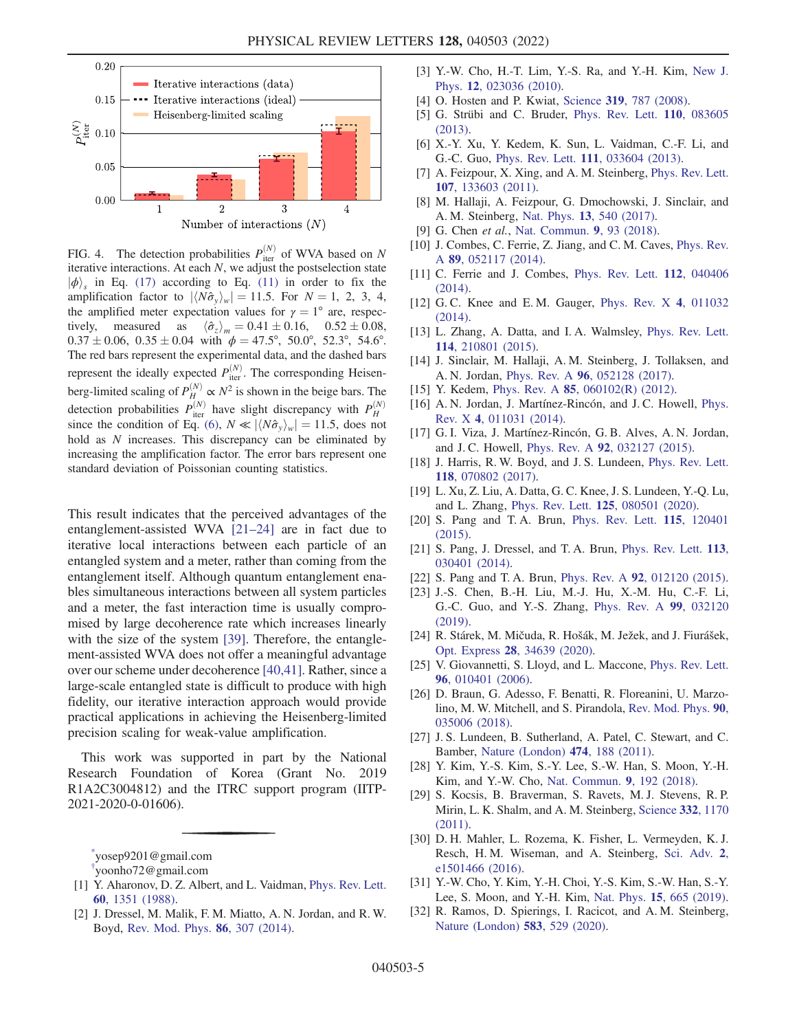FIG. 4. The detection probabilities $P_{\text{iter}}^{(N)}$ of WVA based on $N$ iterative interactions. At each $N$, we adjust the postselection state $|\phi\rangle_s$ in Eq. (17) according to Eq. (11) in order to fix the amplification factor to $|\langle N\hat{\sigma}_y\rangle_w| = 11.5$. For $N = 1, 2, 3, 4$, the amplified meter expectation values for $\gamma = 1°$ are, respectively, measured as $\langle\hat{\sigma}_z\rangle_m = 0.41 \pm 0.16$, $0.52 \pm 0.08$, $0.37 \pm 0.06$, $0.35 \pm 0.04$ with $\phi = 47.5°$, $50.0°$, $52.3°$, $54.6°$. The red bars represent the experimental data, and the dashed bars represent the ideally expected $P_{\text{iter}}^{(N)}$. The corresponding Heisenberg-limited scaling of $P_H^{(N)} \propto N^2$ is shown in the beige bars. The detection probabilities $P_{\text{iter}}^{(N)}$ have slight discrepancy with $P_H^{(N)}$ since the condition of Eq. (6), $N \ll |\langle N\hat{\sigma}_y\rangle_w| = 11.5$, does not hold as $N$ increases. This discrepancy can be eliminated by increasing the amplification factor. The error bars represent one standard deviation of Poissonian counting statistics.

This result indicates that the perceived advantages of the entanglement-assisted WVA [21–24] are in fact due to iterative local interactions between each particle of an entangled system and a meter, rather than coming from the entanglement itself. Although quantum entanglement enables simultaneous interactions between all system particles and a meter, the fast interaction time is usually compromised by large decoherence rate which increases linearly with the size of the system [39]. Therefore, the entanglement-assisted WVA does not offer a meaningful advantage over our scheme under decoherence [40,41]. Rather, since a large-scale entangled state is difficult to produce with high fidelity, our iterative interaction approach would provide practical applications in achieving the Heisenberg-limited precision scaling for weak-value amplification.

This work was supported in part by the National Research Foundation of Korea (Grant No. 2019 R1A2C3004812) and the ITRC support program (IITP-2021-2020-0-01606).

---

[*]yosep9201@gmail.com

[†]yoonho72@gmail.com

[1] Y. Aharonov, D. Z. Albert, and L. Vaidman, Phys. Rev. Lett. **60**, 1351 (1988).

[2] J. Dressel, M. Malik, F. M. Miatto, A. N. Jordan, and R. W. Boyd, Rev. Mod. Phys. **86**, 307 (2014).

[3] Y.-W. Cho, H.-T. Lim, Y.-S. Ra, and Y.-H. Kim, New J. Phys. **12**, 023036 (2010).

[4] O. Hosten and P. Kwiat, Science **319**, 787 (2008).

[5] G. Strübi and C. Bruder, Phys. Rev. Lett. **110**, 083605 (2013).

[6] X.-Y. Xu, Y. Kedem, K. Sun, L. Vaidman, C.-F. Li, and G.-C. Guo, Phys. Rev. Lett. **111**, 033604 (2013).

[7] A. Feizpour, X. Xing, and A. M. Steinberg, Phys. Rev. Lett. **107**, 133603 (2011).

[8] M. Hallaji, A. Feizpour, G. Dmochowski, J. Sinclair, and A. M. Steinberg, Nat. Phys. **13**, 540 (2017).

[9] G. Chen *et al.*, Nat. Commun. **9**, 93 (2018).

[10] J. Combes, C. Ferrie, Z. Jiang, and C. M. Caves, Phys. Rev. A **89**, 052117 (2014).

[11] C. Ferrie and J. Combes, Phys. Rev. Lett. **112**, 040406 (2014).

[12] G. C. Knee and E. M. Gauger, Phys. Rev. X **4**, 011032 (2014).

[13] L. Zhang, A. Datta, and I. A. Walmsley, Phys. Rev. Lett. **114**, 210801 (2015).

[14] J. Sinclair, M. Hallaji, A. M. Steinberg, J. Tollaksen, and A. N. Jordan, Phys. Rev. A **96**, 052128 (2017).

[15] Y. Kedem, Phys. Rev. A **85**, 060102(R) (2012).

[16] A. N. Jordan, J. Martínez-Rincón, and J. C. Howell, Phys. Rev. X **4**, 011031 (2014).

[17] G. I. Viza, J. Martínez-Rincón, G. B. Alves, A. N. Jordan, and J. C. Howell, Phys. Rev. A **92**, 032127 (2015).

[18] J. Harris, R. W. Boyd, and J. S. Lundeen, Phys. Rev. Lett. **118**, 070802 (2017).

[19] L. Xu, Z. Liu, A. Datta, G. C. Knee, J. S. Lundeen, Y.-Q. Lu, and L. Zhang, Phys. Rev. Lett. **125**, 080501 (2020).

[20] S. Pang and T. A. Brun, Phys. Rev. Lett. **115**, 120401 (2015).

[21] S. Pang, J. Dressel, and T. A. Brun, Phys. Rev. Lett. **113**, 030401 (2014).

[22] S. Pang and T. A. Brun, Phys. Rev. A **92**, 012120 (2015).

[23] J.-S. Chen, B.-H. Liu, M.-J. Hu, X.-M. Hu, C.-F. Li, G.-C. Guo, and Y.-S. Zhang, Phys. Rev. A **99**, 032120 (2019).

[24] R. Stárek, M. Mičuda, R. Hošák, M. Ježek, and J. Fiurášek, Opt. Express **28**, 34639 (2020).

[25] V. Giovannetti, S. Lloyd, and L. Maccone, Phys. Rev. Lett. **96**, 010401 (2006).

[26] D. Braun, G. Adesso, F. Benatti, R. Floreanini, U. Marzolino, M. W. Mitchell, and S. Pirandola, Rev. Mod. Phys. **90**, 035006 (2018).

[27] J. S. Lundeen, B. Sutherland, A. Patel, C. Stewart, and C. Bamber, Nature (London) **474**, 188 (2011).

[28] Y. Kim, Y.-S. Kim, S.-Y. Lee, S.-W. Han, S. Moon, Y.-H. Kim, and Y.-W. Cho, Nat. Commun. **9**, 192 (2018).

[29] S. Kocsis, B. Braverman, S. Ravets, M. J. Stevens, R. P. Mirin, L. K. Shalm, and A. M. Steinberg, Science **332**, 1170 (2011).

[30] D. H. Mahler, L. Rozema, K. Fisher, L. Vermeyden, K. J. Resch, H. M. Wiseman, and A. Steinberg, Sci. Adv. **2**, e1501466 (2016).

[31] Y.-W. Cho, Y. Kim, Y.-H. Choi, Y.-S. Kim, S.-W. Han, S.-Y. Lee, S. Moon, and Y.-H. Kim, Nat. Phys. **15**, 665 (2019).

[32] R. Ramos, D. Spierings, I. Racicot, and A. M. Steinberg, Nature (London) **583**, 529 (2020).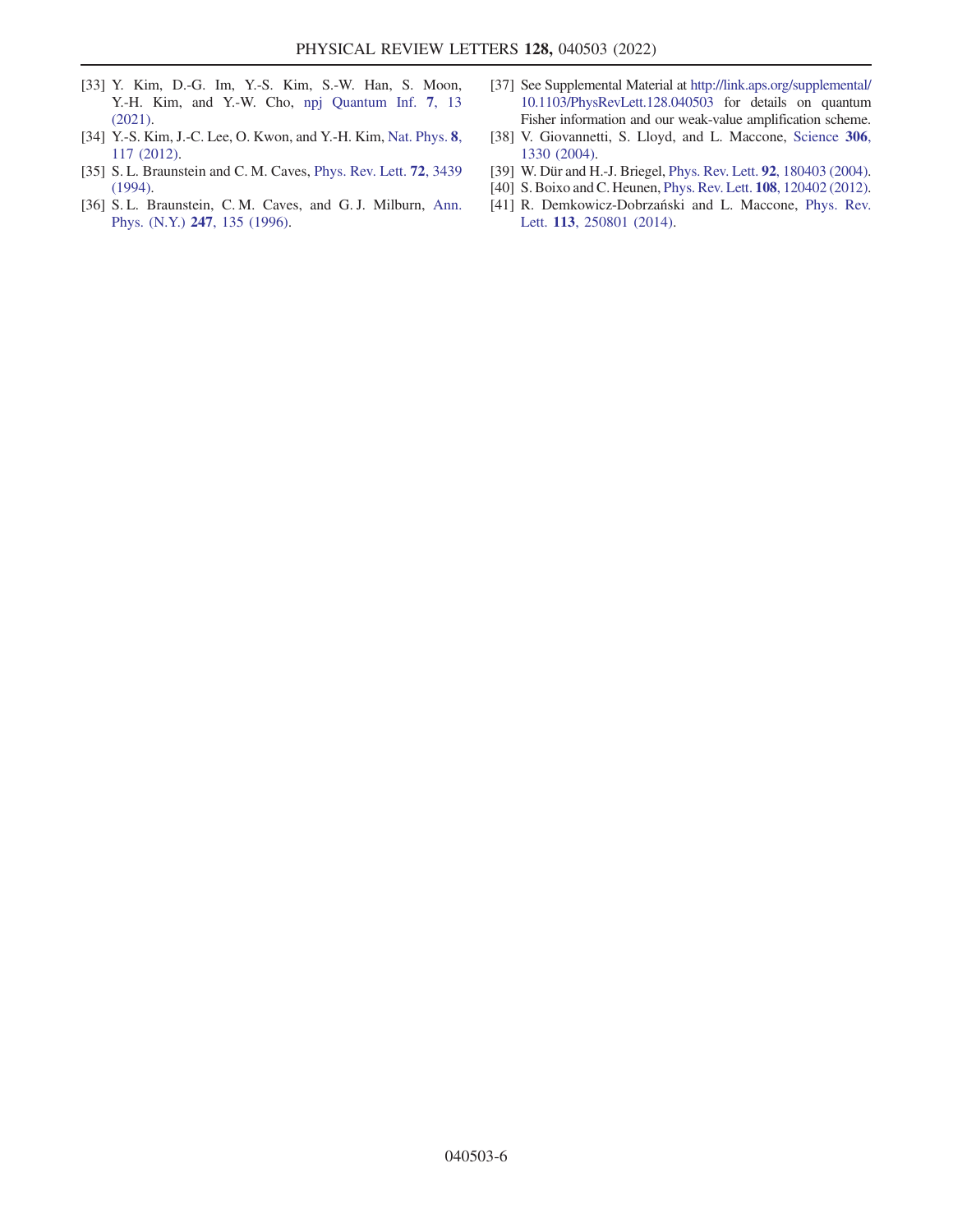[33] Y. Kim, D.-G. Im, Y.-S. Kim, S.-W. Han, S. Moon, Y.-H. Kim, and Y.-W. Cho, npj Quantum Inf. **7**, 13 (2021).

[34] Y.-S. Kim, J.-C. Lee, O. Kwon, and Y.-H. Kim, Nat. Phys. **8**, 117 (2012).

[35] S. L. Braunstein and C. M. Caves, Phys. Rev. Lett. **72**, 3439 (1994).

[36] S. L. Braunstein, C. M. Caves, and G. J. Milburn, Ann. Phys. (N.Y.) **247**, 135 (1996).

[37] See Supplemental Material at http://link.aps.org/supplemental/10.1103/PhysRevLett.128.040503 for details on quantum Fisher information and our weak-value amplification scheme.

[38] V. Giovannetti, S. Lloyd, and L. Maccone, Science **306**, 1330 (2004).

[39] W. Dür and H.-J. Briegel, Phys. Rev. Lett. **92**, 180403 (2004).

[40] S. Boixo and C. Heunen, Phys. Rev. Lett. **108**, 120402 (2012).

[41] R. Demkowicz-Dobrzański and L. Maccone, Phys. Rev. Lett. **113**, 250801 (2014).